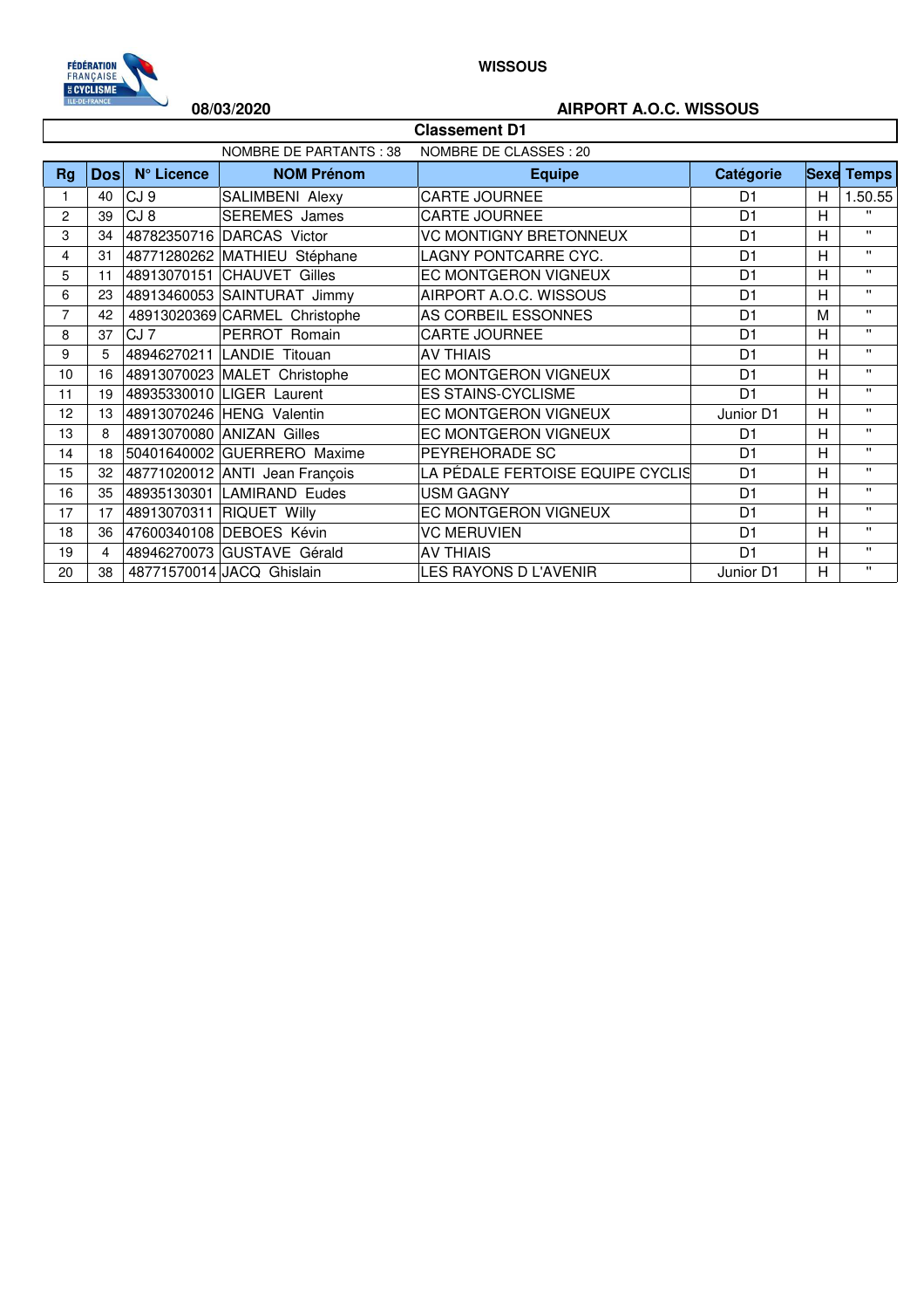**WISSOUS**

**08/03/2020** **AIRPORT A.O.C. WISSOUS**

## Classement D1

NOMBRE DE PARTANTS : 38 NOMBRE DE CLASSES : 20

| Rg | Dos | N° Licence | NOM Prénom | Equipe | Catégorie | Sexe | Temps |
|---|---|---|---|---|---|---|---|
| 1 | 40 | CJ 9 | SALIMBENI Alexy | CARTE JOURNEE | D1 | H | 1.50.55 |
| 2 | 39 | CJ 8 | SEREMES James | CARTE JOURNEE | D1 | H | " |
| 3 | 34 | 48782350716 | DARCAS Victor | VC MONTIGNY BRETONNEUX | D1 | H | " |
| 4 | 31 | 48771280262 | MATHIEU Stéphane | LAGNY PONTCARRE CYC. | D1 | H | " |
| 5 | 11 | 48913070151 | CHAUVET Gilles | EC MONTGERON VIGNEUX | D1 | H | " |
| 6 | 23 | 48913460053 | SAINTURAT Jimmy | AIRPORT A.O.C. WISSOUS | D1 | H | " |
| 7 | 42 | 48913020369 | CARMEL Christophe | AS CORBEIL ESSONNES | D1 | M | " |
| 8 | 37 | CJ 7 | PERROT Romain | CARTE JOURNEE | D1 | H | " |
| 9 | 5 | 48946270211 | LANDIE Titouan | AV THIAIS | D1 | H | " |
| 10 | 16 | 48913070023 | MALET Christophe | EC MONTGERON VIGNEUX | D1 | H | " |
| 11 | 19 | 48935330010 | LIGER Laurent | ES STAINS-CYCLISME | D1 | H | " |
| 12 | 13 | 48913070246 | HENG Valentin | EC MONTGERON VIGNEUX | Junior D1 | H | " |
| 13 | 8 | 48913070080 | ANIZAN Gilles | EC MONTGERON VIGNEUX | D1 | H | " |
| 14 | 18 | 50401640002 | GUERRERO Maxime | PEYREHORADE SC | D1 | H | " |
| 15 | 32 | 48771020012 | ANTI Jean François | LA PÉDALE FERTOISE EQUIPE CYCLIS | D1 | H | " |
| 16 | 35 | 48935130301 | LAMIRAND Eudes | USM GAGNY | D1 | H | " |
| 17 | 17 | 48913070311 | RIQUET Willy | EC MONTGERON VIGNEUX | D1 | H | " |
| 18 | 36 | 47600340108 | DEBOES Kévin | VC MERUVIEN | D1 | H | " |
| 19 | 4 | 48946270073 | GUSTAVE Gérald | AV THIAIS | D1 | H | " |
| 20 | 38 | 48771570014 | JACQ Ghislain | LES RAYONS D L'AVENIR | Junior D1 | H | " |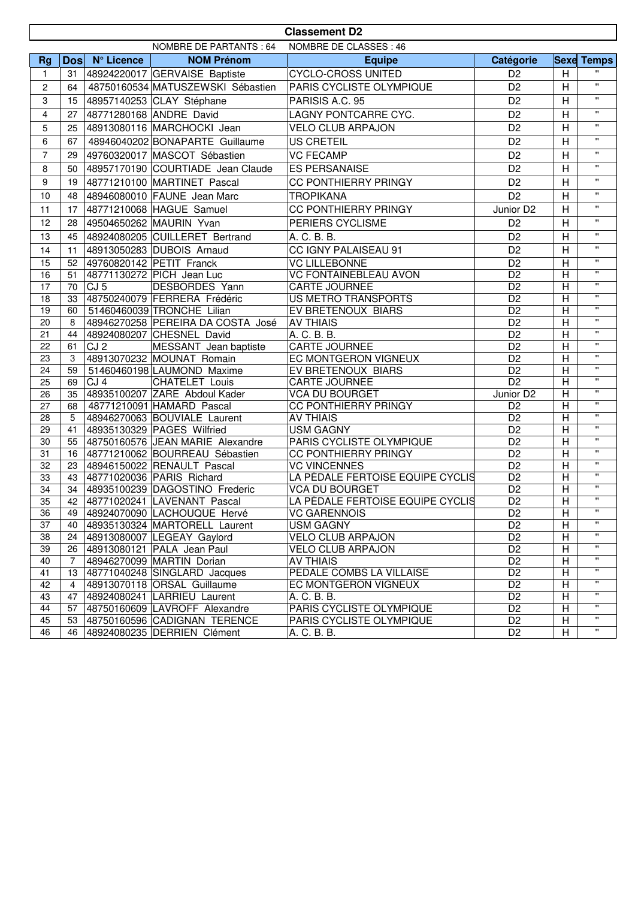## Classement D2

NOMBRE DE PARTANTS : 64    NOMBRE DE CLASSES : 46

| Rg | Dos | N° Licence | NOM Prénom | Equipe | Catégorie | Sexe | Temps |
|---|---|---|---|---|---|---|---|
| 1 | 31 | 48924220017 | GERVAISE Baptiste | CYCLO-CROSS UNITED | D2 | H | " |
| 2 | 64 | 48750160534 | MATUSZEWSKI Sébastien | PARIS CYCLISTE OLYMPIQUE | D2 | H | " |
| 3 | 15 | 48957140253 | CLAY Stéphane | PARISIS A.C. 95 | D2 | H | " |
| 4 | 27 | 48771280168 | ANDRE David | LAGNY PONTCARRE CYC. | D2 | H | " |
| 5 | 25 | 48913080116 | MARCHOCKI Jean | VELO CLUB ARPAJON | D2 | H | " |
| 6 | 67 | 48946040202 | BONAPARTE Guillaume | US CRETEIL | D2 | H | " |
| 7 | 29 | 49760320017 | MASCOT Sébastien | VC FECAMP | D2 | H | " |
| 8 | 50 | 48957170190 | COURTIADE Jean Claude | ES PERSANAISE | D2 | H | " |
| 9 | 19 | 48771210100 | MARTINET Pascal | CC PONTHIERRY PRINGY | D2 | H | " |
| 10 | 48 | 48946080010 | FAUNE Jean Marc | TROPIKANA | D2 | H | " |
| 11 | 17 | 48771210068 | HAGUE Samuel | CC PONTHIERRY PRINGY | Junior D2 | H | " |
| 12 | 28 | 49504650262 | MAURIN Yvan | PERIERS CYCLISME | D2 | H | " |
| 13 | 45 | 48924080205 | CUILLERET Bertrand | A. C. B. B. | D2 | H | " |
| 14 | 11 | 48913050283 | DUBOIS Arnaud | CC IGNY PALAISEAU 91 | D2 | H | " |
| 15 | 52 | 49760820142 | PETIT Franck | VC LILLEBONNE | D2 | H | " |
| 16 | 51 | 48771130272 | PICH Jean Luc | VC FONTAINEBLEAU AVON | D2 | H | " |
| 17 | 70 | CJ 5 | DESBORDES Yann | CARTE JOURNEE | D2 | H | " |
| 18 | 33 | 48750240079 | FERRERA Frédéric | US METRO TRANSPORTS | D2 | H | " |
| 19 | 60 | 51460460039 | TRONCHE Lilian | EV BRETENOUX BIARS | D2 | H | " |
| 20 | 8 | 48946270258 | PEREIRA DA COSTA José | AV THIAIS | D2 | H | " |
| 21 | 44 | 48924080207 | CHESNEL David | A. C. B. B. | D2 | H | " |
| 22 | 61 | CJ 2 | MESSANT Jean baptiste | CARTE JOURNEE | D2 | H | " |
| 23 | 3 | 48913070232 | MOUNAT Romain | EC MONTGERON VIGNEUX | D2 | H | " |
| 24 | 59 | 51460460198 | LAUMOND Maxime | EV BRETENOUX BIARS | D2 | H | " |
| 25 | 69 | CJ 4 | CHATELET Louis | CARTE JOURNEE | D2 | H | " |
| 26 | 35 | 48935100207 | ZARE Abdoul Kader | VCA DU BOURGET | Junior D2 | H | " |
| 27 | 68 | 48771210091 | HAMARD Pascal | CC PONTHIERRY PRINGY | D2 | H | " |
| 28 | 5 | 48946270063 | BOUVIALE Laurent | AV THIAIS | D2 | H | " |
| 29 | 41 | 48935130329 | PAGES Wilfried | USM GAGNY | D2 | H | " |
| 30 | 55 | 48750160576 | JEAN MARIE Alexandre | PARIS CYCLISTE OLYMPIQUE | D2 | H | " |
| 31 | 16 | 48771210062 | BOURREAU Sébastien | CC PONTHIERRY PRINGY | D2 | H | " |
| 32 | 23 | 48946150022 | RENAULT Pascal | VC VINCENNES | D2 | H | " |
| 33 | 43 | 48771020036 | PARIS Richard | LA PÉDALE FERTOISE EQUIPE CYCLIS | D2 | H | " |
| 34 | 34 | 48935100239 | DAGOSTINO Frederic | VCA DU BOURGET | D2 | H | " |
| 35 | 42 | 48771020241 | LAVENANT Pascal | LA PÉDALE FERTOISE EQUIPE CYCLIS | D2 | H | " |
| 36 | 49 | 48924070090 | LACHOUQUE Hervé | VC GARENNOIS | D2 | H | " |
| 37 | 40 | 48935130324 | MARTORELL Laurent | USM GAGNY | D2 | H | " |
| 38 | 24 | 48913080007 | LEGEAY Gaylord | VELO CLUB ARPAJON | D2 | H | " |
| 39 | 26 | 48913080121 | PALA Jean Paul | VELO CLUB ARPAJON | D2 | H | " |
| 40 | 7 | 48946270099 | MARTIN Dorian | AV THIAIS | D2 | H | " |
| 41 | 13 | 48771040248 | SINGLARD Jacques | PEDALE COMBS LA VILLAISE | D2 | H | " |
| 42 | 4 | 48913070118 | ORSAL Guillaume | EC MONTGERON VIGNEUX | D2 | H | " |
| 43 | 47 | 48924080241 | LARRIEU Laurent | A. C. B. B. | D2 | H | " |
| 44 | 57 | 48750160609 | LAVROFF Alexandre | PARIS CYCLISTE OLYMPIQUE | D2 | H | " |
| 45 | 53 | 48750160596 | CADIGNAN TERENCE | PARIS CYCLISTE OLYMPIQUE | D2 | H | " |
| 46 | 46 | 48924080235 | DERRIEN Clément | A. C. B. B. | D2 | H | " |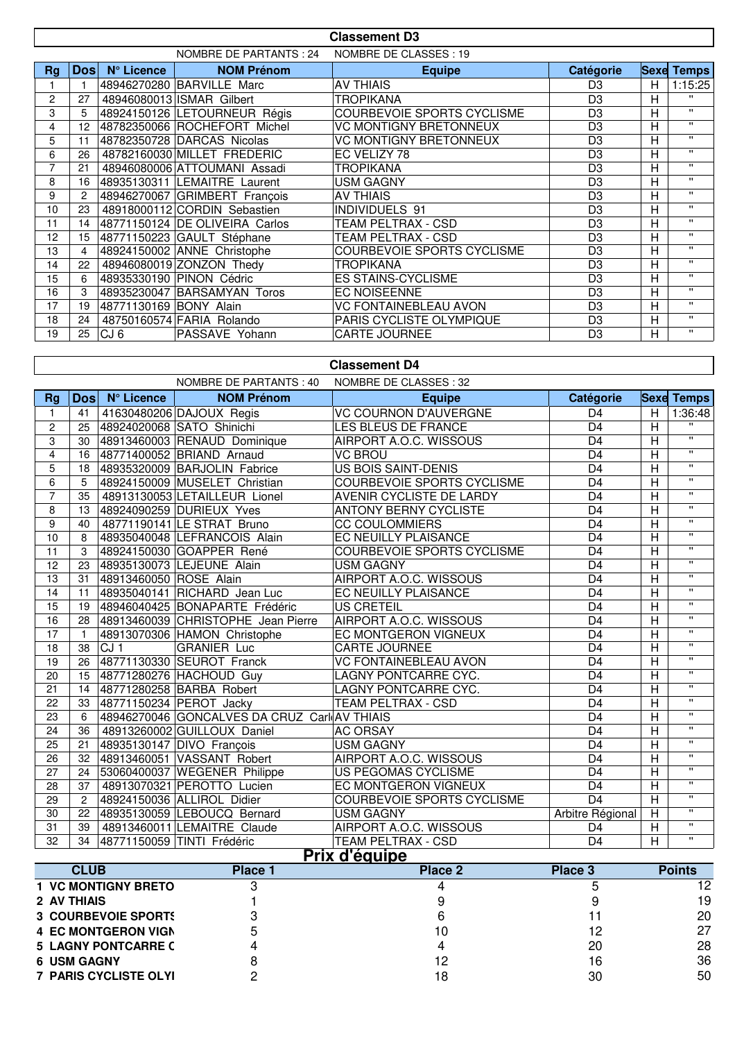## Classement D3

NOMBRE DE PARTANTS : 24    NOMBRE DE CLASSES : 19

| Rg | Dos | N° Licence | NOM Prénom | Equipe | Catégorie | Sexe | Temps |
|---|---|---|---|---|---|---|---|
| 1 | 1 | 48946270280 | BARVILLE Marc | AV THIAIS | D3 | H | 1:15:25 |
| 2 | 27 | 48946080013 | ISMAR Gilbert | TROPIKANA | D3 | H | " |
| 3 | 5 | 48924150126 | LETOURNEUR Régis | COURBEVOIE SPORTS CYCLISME | D3 | H | " |
| 4 | 12 | 48782350066 | ROCHEFORT Michel | VC MONTIGNY BRETONNEUX | D3 | H | " |
| 5 | 11 | 48782350728 | DARCAS Nicolas | VC MONTIGNY BRETONNEUX | D3 | H | " |
| 6 | 26 | 48782160030 | MILLET FREDERIC | EC VELIZY 78 | D3 | H | " |
| 7 | 21 | 48946080006 | ATTOUMANI Assadi | TROPIKANA | D3 | H | " |
| 8 | 16 | 48935130311 | LEMAITRE Laurent | USM GAGNY | D3 | H | " |
| 9 | 2 | 48946270067 | GRIMBERT François | AV THIAIS | D3 | H | " |
| 10 | 23 | 48918000112 | CORDIN Sebastien | INDIVIDUELS 91 | D3 | H | " |
| 11 | 14 | 48771150124 | DE OLIVEIRA Carlos | TEAM PELTRAX - CSD | D3 | H | " |
| 12 | 15 | 48771150223 | GAULT Stéphane | TEAM PELTRAX - CSD | D3 | H | " |
| 13 | 4 | 48924150002 | ANNE Christophe | COURBEVOIE SPORTS CYCLISME | D3 | H | " |
| 14 | 22 | 48946080019 | ZONZON Thedy | TROPIKANA | D3 | H | " |
| 15 | 6 | 48935330190 | PINON Cédric | ES STAINS-CYCLISME | D3 | H | " |
| 16 | 3 | 48935230047 | BARSAMYAN Toros | EC NOISEENNE | D3 | H | " |
| 17 | 19 | 48771130169 | BONY Alain | VC FONTAINEBLEAU AVON | D3 | H | " |
| 18 | 24 | 48750160574 | FARIA Rolando | PARIS CYCLISTE OLYMPIQUE | D3 | H | " |
| 19 | 25 | CJ 6 | PASSAVE Yohann | CARTE JOURNEE | D3 | H | " |

## Classement D4

NOMBRE DE PARTANTS : 40    NOMBRE DE CLASSES : 32

| Rg | Dos | N° Licence | NOM Prénom | Equipe | Catégorie | Sexe | Temps |
|---|---|---|---|---|---|---|---|
| 1 | 41 | 41630480206 | DAJOUX Regis | VC COURNON D'AUVERGNE | D4 | H | 1:36:48 |
| 2 | 25 | 48924020068 | SATO Shinichi | LES BLEUS DE FRANCE | D4 | H | " |
| 3 | 30 | 48913460003 | RENAUD Dominique | AIRPORT A.O.C. WISSOUS | D4 | H | " |
| 4 | 16 | 48771400052 | BRIAND Arnaud | VC BROU | D4 | H | " |
| 5 | 18 | 48935320009 | BARJOLIN Fabrice | US BOIS SAINT-DENIS | D4 | H | " |
| 6 | 5 | 48924150009 | MUSELET Christian | COURBEVOIE SPORTS CYCLISME | D4 | H | " |
| 7 | 35 | 48913130053 | LETAILLEUR Lionel | AVENIR CYCLISTE DE LARDY | D4 | H | " |
| 8 | 13 | 48924090259 | DURIEUX Yves | ANTONY BERNY CYCLISTE | D4 | H | " |
| 9 | 40 | 48771190141 | LE STRAT Bruno | CC COULOMMIERS | D4 | H | " |
| 10 | 8 | 48935040048 | LEFRANCOIS Alain | EC NEUILLY PLAISANCE | D4 | H | " |
| 11 | 3 | 48924150030 | GOAPPER René | COURBEVOIE SPORTS CYCLISME | D4 | H | " |
| 12 | 23 | 48935130073 | LEJEUNE Alain | USM GAGNY | D4 | H | " |
| 13 | 31 | 48913460050 | ROSE Alain | AIRPORT A.O.C. WISSOUS | D4 | H | " |
| 14 | 11 | 48935040141 | RICHARD Jean Luc | EC NEUILLY PLAISANCE | D4 | H | " |
| 15 | 19 | 48946040425 | BONAPARTE Frédéric | US CRETEIL | D4 | H | " |
| 16 | 28 | 48913460039 | CHRISTOPHE Jean Pierre | AIRPORT A.O.C. WISSOUS | D4 | H | " |
| 17 | 1 | 48913070306 | HAMON Christophe | EC MONTGERON VIGNEUX | D4 | H | " |
| 18 | 38 | CJ 1 | GRANIER Luc | CARTE JOURNEE | D4 | H | " |
| 19 | 26 | 48771130330 | SEUROT Franck | VC FONTAINEBLEAU AVON | D4 | H | " |
| 20 | 15 | 48771280276 | HACHOUD Guy | LAGNY PONTCARRE CYC. | D4 | H | " |
| 21 | 14 | 48771280258 | BARBA Robert | LAGNY PONTCARRE CYC. | D4 | H | " |
| 22 | 33 | 48771150234 | PEROT Jacky | TEAM PELTRAX - CSD | D4 | H | " |
| 23 | 6 | 48946270046 | GONCALVES DA CRUZ Carl | AV THIAIS | D4 | H | " |
| 24 | 36 | 48913260002 | GUILLOUX Daniel | AC ORSAY | D4 | H | " |
| 25 | 21 | 48935130147 | DIVO François | USM GAGNY | D4 | H | " |
| 26 | 32 | 48913460051 | VASSANT Robert | AIRPORT A.O.C. WISSOUS | D4 | H | " |
| 27 | 24 | 53060400037 | WEGENER Philippe | US PEGOMAS CYCLISME | D4 | H | " |
| 28 | 37 | 48913070321 | PEROTTO Lucien | EC MONTGERON VIGNEUX | D4 | H | " |
| 29 | 2 | 48924150036 | ALLIROL Didier | COURBEVOIE SPORTS CYCLISME | D4 | H | " |
| 30 | 22 | 48935130059 | LEBOUCQ Bernard | USM GAGNY | Arbitre Régional | H | " |
| 31 | 39 | 48913460011 | LEMAITRE Claude | AIRPORT A.O.C. WISSOUS | D4 | H | " |
| 32 | 34 | 48771150059 | TINTI Frédéric | TEAM PELTRAX - CSD | D4 | H | " |

## Prix d'équipe

| CLUB | Place 1 | Place 2 | Place 3 | Points |
|---|---|---|---|---|
| 1 VC MONTIGNY BRETO | 3 | 4 | 5 | 12 |
| 2 AV THIAIS | 1 | 9 | 9 | 19 |
| 3 COURBEVOIE SPORTS | 3 | 6 | 11 | 20 |
| 4 EC MONTGERON VIGN | 5 | 10 | 12 | 27 |
| 5 LAGNY PONTCARRE C | 4 | 4 | 20 | 28 |
| 6 USM GAGNY | 8 | 12 | 16 | 36 |
| 7 PARIS CYCLISTE OLYI | 2 | 18 | 30 | 50 |